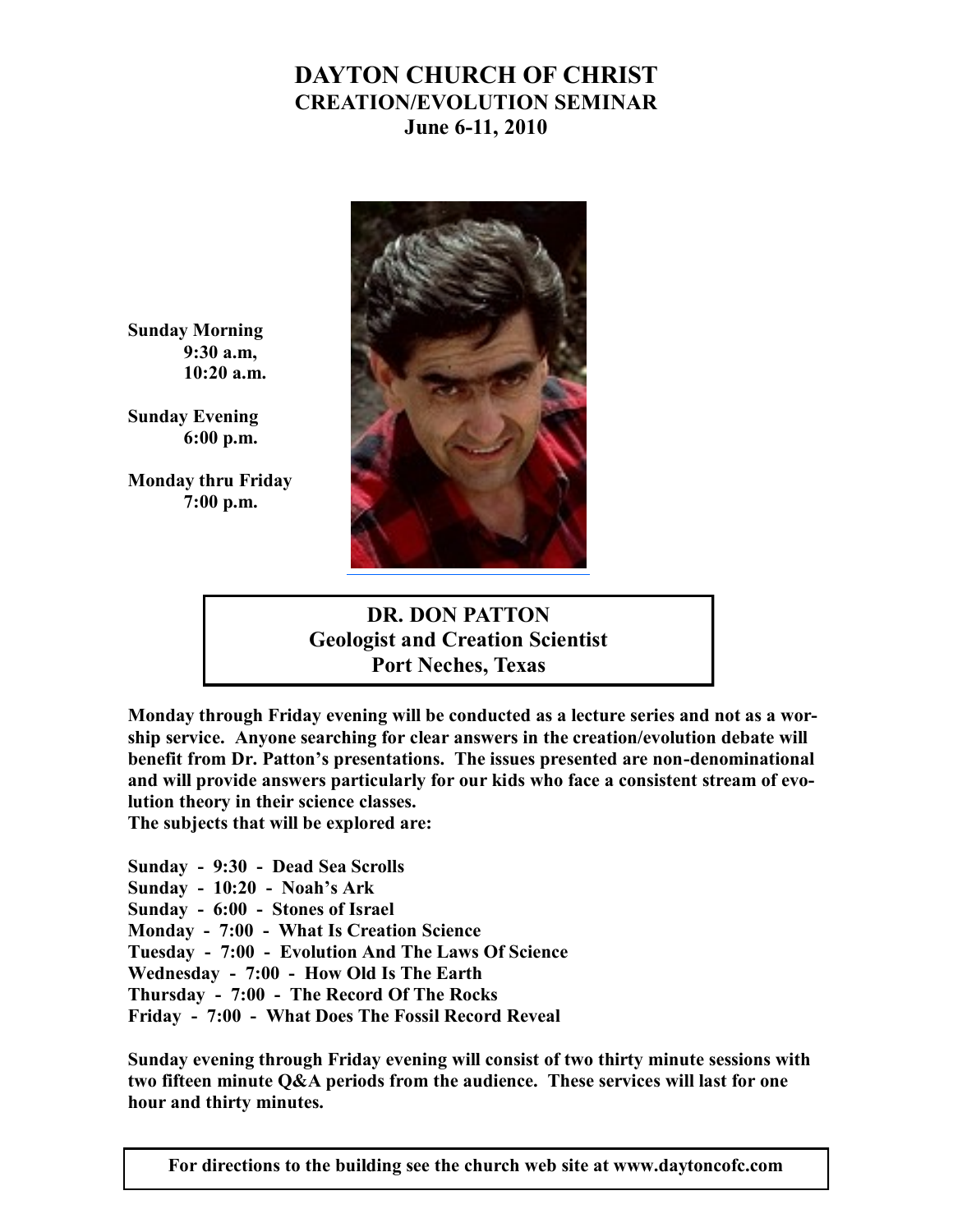# DAYTON CHURCH OF CHRIST

## CREATION/EVOLUTION SEMINAR

### June 6-11, 2010

**Sunday Morning**
**9:30 a.m,**
**10:20 a.m.**

**Sunday Evening**
**6:00 p.m.**

**Monday thru Friday**
**7:00 p.m.**

**DR. DON PATTON**
**Geologist and Creation Scientist**
**Port Neches, Texas**

**Monday through Friday evening will be conducted as a lecture series and not as a worship service. Anyone searching for clear answers in the creation/evolution debate will benefit from Dr. Patton's presentations. The issues presented are non-denominational and will provide answers particularly for our kids who face a consistent stream of evolution theory in their science classes.**
**The subjects that will be explored are:**

**Sunday - 9:30 - Dead Sea Scrolls**
**Sunday - 10:20 - Noah's Ark**
**Sunday - 6:00 - Stones of Israel**
**Monday - 7:00 - What Is Creation Science**
**Tuesday - 7:00 - Evolution And The Laws Of Science**
**Wednesday - 7:00 - How Old Is The Earth**
**Thursday - 7:00 - The Record Of The Rocks**
**Friday - 7:00 - What Does The Fossil Record Reveal**

**Sunday evening through Friday evening will consist of two thirty minute sessions with two fifteen minute Q&A periods from the audience. These services will last for one hour and thirty minutes.**

**For directions to the building see the church web site at www.daytoncofc.com**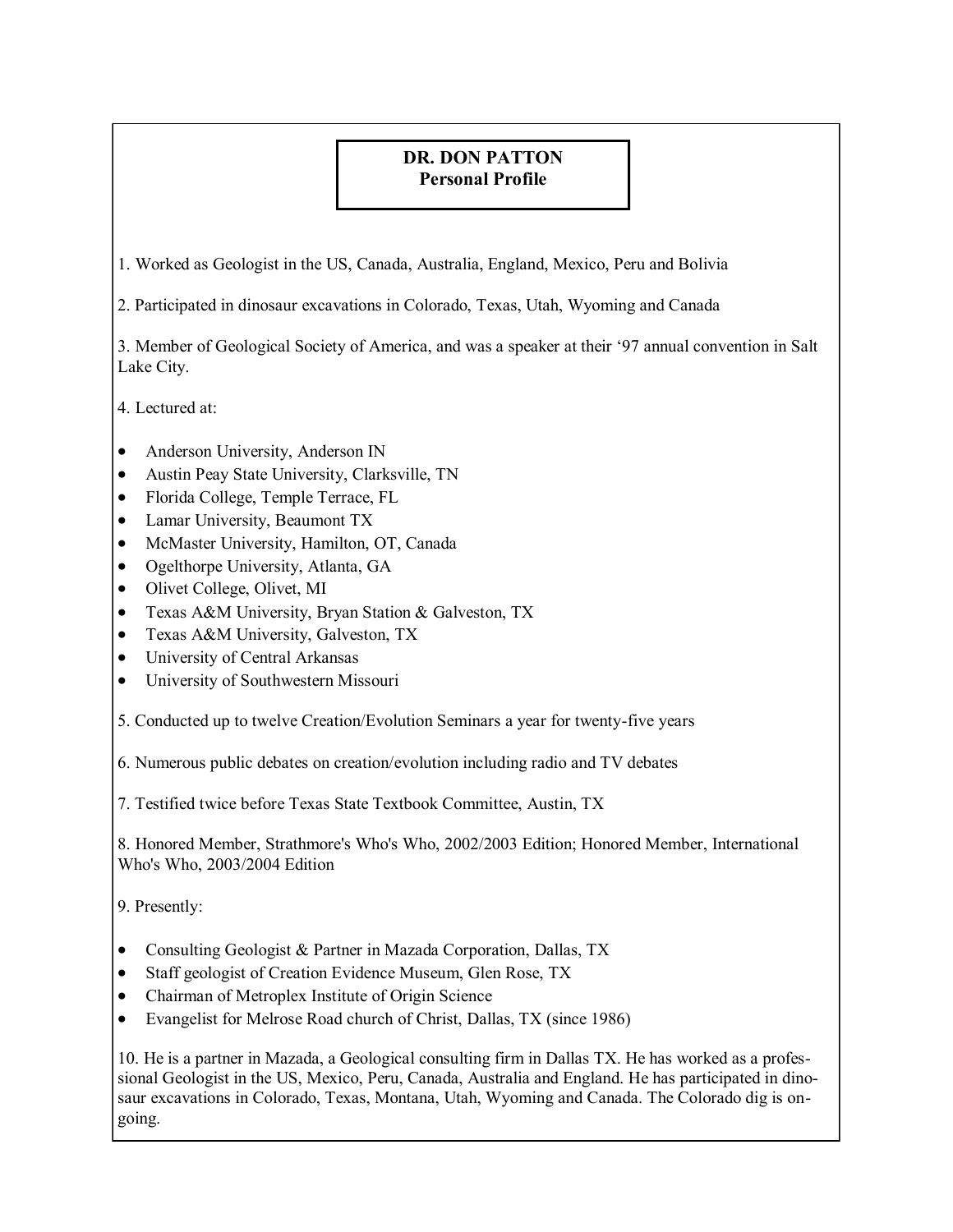# DR. DON PATTON
## Personal Profile

1. Worked as Geologist in the US, Canada, Australia, England, Mexico, Peru and Bolivia

2. Participated in dinosaur excavations in Colorado, Texas, Utah, Wyoming and Canada

3. Member of Geological Society of America, and was a speaker at their '97 annual convention in Salt Lake City.

4. Lectured at:

- Anderson University, Anderson IN
- Austin Peay State University, Clarksville, TN
- Florida College, Temple Terrace, FL
- Lamar University, Beaumont TX
- McMaster University, Hamilton, OT, Canada
- Ogelthorpe University, Atlanta, GA
- Olivet College, Olivet, MI
- Texas A&M University, Bryan Station & Galveston, TX
- Texas A&M University, Galveston, TX
- University of Central Arkansas
- University of Southwestern Missouri

5. Conducted up to twelve Creation/Evolution Seminars a year for twenty-five years

6. Numerous public debates on creation/evolution including radio and TV debates

7. Testified twice before Texas State Textbook Committee, Austin, TX

8. Honored Member, Strathmore's Who's Who, 2002/2003 Edition; Honored Member, International Who's Who, 2003/2004 Edition

9. Presently:

- Consulting Geologist & Partner in Mazada Corporation, Dallas, TX
- Staff geologist of Creation Evidence Museum, Glen Rose, TX
- Chairman of Metroplex Institute of Origin Science
- Evangelist for Melrose Road church of Christ, Dallas, TX (since 1986)

10. He is a partner in Mazada, a Geological consulting firm in Dallas TX. He has worked as a professional Geologist in the US, Mexico, Peru, Canada, Australia and England. He has participated in dinosaur excavations in Colorado, Texas, Montana, Utah, Wyoming and Canada. The Colorado dig is ongoing.